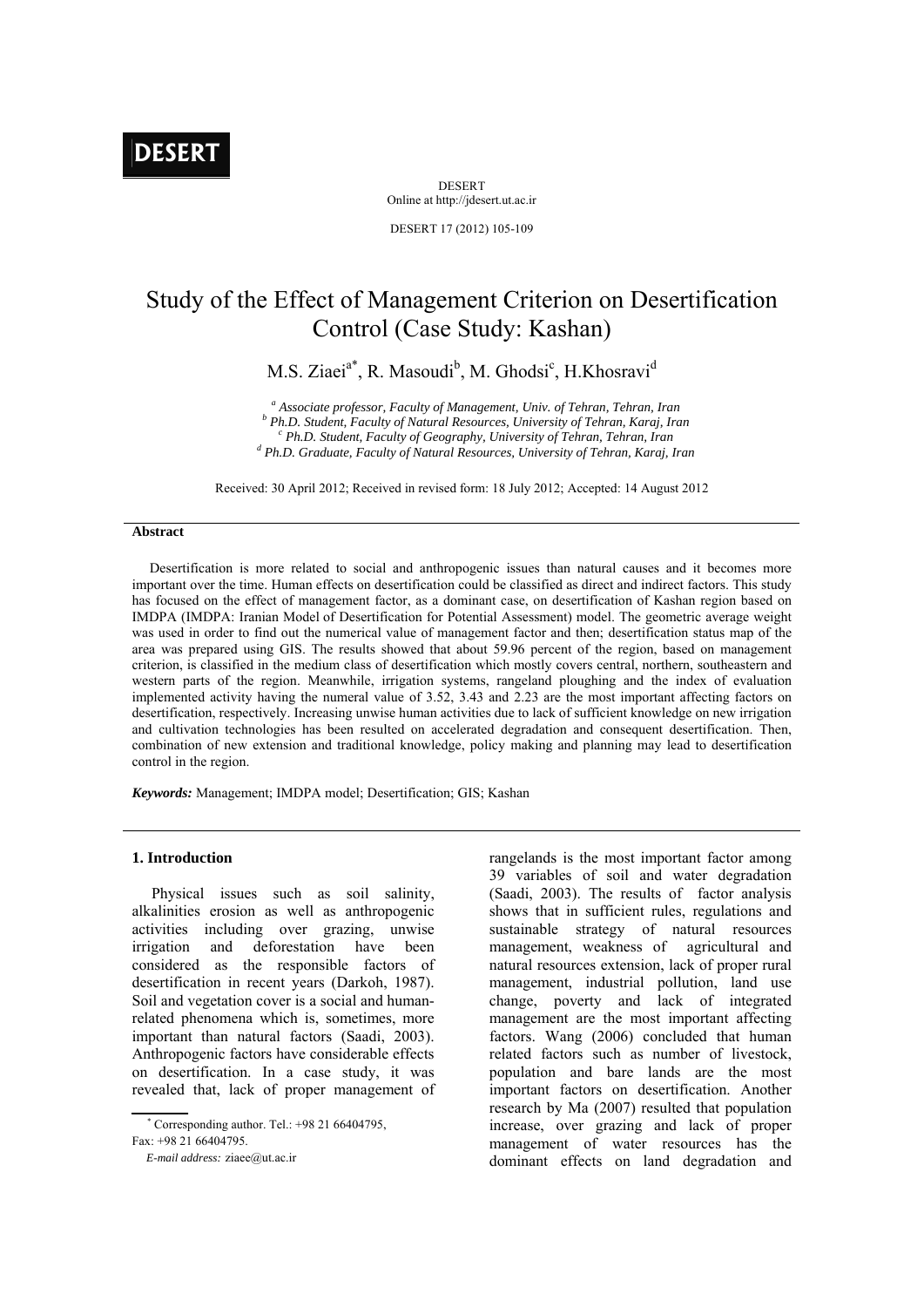# Study of the Effect of Management Criterion on Desertification Control (Case Study: Kashan)

M.S. Ziaei[a*], R. Masoudi[b], M. Ghodsi[c], H.Khosravi[d]

[a] *Associate professor, Faculty of Management, Univ. of Tehran, Tehran, Iran*
[b] *Ph.D. Student, Faculty of Natural Resources, University of Tehran, Karaj, Iran*
[c] *Ph.D. Student, Faculty of Geography, University of Tehran, Tehran, Iran*
[d] *Ph.D. Graduate, Faculty of Natural Resources, University of Tehran, Karaj, Iran*

Received: 30 April 2012; Received in revised form: 18 July 2012; Accepted: 14 August 2012

## Abstract

Desertification is more related to social and anthropogenic issues than natural causes and it becomes more important over the time. Human effects on desertification could be classified as direct and indirect factors. This study has focused on the effect of management factor, as a dominant case, on desertification of Kashan region based on IMDPA (IMDPA: Iranian Model of Desertification for Potential Assessment) model. The geometric average weight was used in order to find out the numerical value of management factor and then; desertification status map of the area was prepared using GIS. The results showed that about 59.96 percent of the region, based on management criterion, is classified in the medium class of desertification which mostly covers central, northern, southeastern and western parts of the region. Meanwhile, irrigation systems, rangeland ploughing and the index of evaluation implemented activity having the numeral value of 3.52, 3.43 and 2.23 are the most important affecting factors on desertification, respectively. Increasing unwise human activities due to lack of sufficient knowledge on new irrigation and cultivation technologies has been resulted on accelerated degradation and consequent desertification. Then, combination of new extension and traditional knowledge, policy making and planning may lead to desertification control in the region.

***Keywords:*** Management; IMDPA model; Desertification; GIS; Kashan

## 1. Introduction

Physical issues such as soil salinity, alkalinities erosion as well as anthropogenic activities including over grazing, unwise irrigation and deforestation have been considered as the responsible factors of desertification in recent years (Darkoh, 1987). Soil and vegetation cover is a social and human-related phenomena which is, sometimes, more important than natural factors (Saadi, 2003). Anthropogenic factors have considerable effects on desertification. In a case study, it was revealed that, lack of proper management of rangelands is the most important factor among 39 variables of soil and water degradation (Saadi, 2003). The results of factor analysis shows that in sufficient rules, regulations and sustainable strategy of natural resources management, weakness of agricultural and natural resources extension, lack of proper rural management, industrial pollution, land use change, poverty and lack of integrated management are the most important affecting factors. Wang (2006) concluded that human related factors such as number of livestock, population and bare lands are the most important factors on desertification. Another research by Ma (2007) resulted that population increase, over grazing and lack of proper management of water resources has the dominant effects on land degradation and

\* Corresponding author. Tel.: +98 21 66404795, Fax: +98 21 66404795.
*E-mail address:* ziaee@ut.ac.ir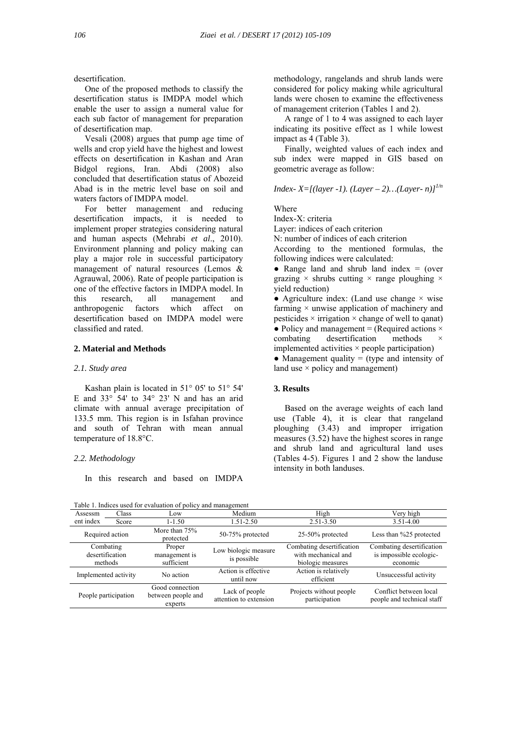desertification.

One of the proposed methods to classify the desertification status is IMDPA model which enable the user to assign a numeral value for each sub factor of management for preparation of desertification map.

Vesali (2008) argues that pump age time of wells and crop yield have the highest and lowest effects on desertification in Kashan and Aran Bidgol regions, Iran. Abdi (2008) also concluded that desertification status of Abozeid Abad is in the metric level base on soil and waters factors of IMDPA model.

For better management and reducing desertification impacts, it is needed to implement proper strategies considering natural and human aspects (Mehrabi *et al*., 2010). Environment planning and policy making can play a major role in successful participatory management of natural resources (Lemos & Agrauwal, 2006). Rate of people participation is one of the effective factors in IMDPA model. In this research, all management and anthropogenic factors which affect on desertification based on IMDPA model were classified and rated.

## 2. Material and Methods

### *2.1. Study area*

Kashan plain is located in 51° 05' to 51° 54' E and 33° 54' to 34° 23' N and has an arid climate with annual average precipitation of 133.5 mm. This region is in Isfahan province and south of Tehran with mean annual temperature of 18.8°C.

### *2.2. Methodology*

In this research and based on IMDPA methodology, rangelands and shrub lands were considered for policy making while agricultural lands were chosen to examine the effectiveness of management criterion (Tables 1 and 2).

A range of 1 to 4 was assigned to each layer indicating its positive effect as 1 while lowest impact as 4 (Table 3).

Finally, weighted values of each index and sub index were mapped in GIS based on geometric average as follow:

$$Index\text{-}\ X=[(layer\ \text{-}1).\ (Layer-2)\ldots(Layer\text{-}\ n)]^{1/n}$$

Where

Index-X: criteria

Layer: indices of each criterion

N: number of indices of each criterion

According to the mentioned formulas, the following indices were calculated:

- Range land and shrub land index = (over grazing × shrubs cutting × range ploughing × yield reduction)
- Agriculture index: (Land use change × wise farming × unwise application of machinery and pesticides × irrigation × change of well to qanat)
- Policy and management = (Required actions × combating desertification methods × implemented activities × people participation)
- Management quality = (type and intensity of land use × policy and management)

## 3. Results

Based on the average weights of each land use (Table 4), it is clear that rangeland ploughing (3.43) and improper irrigation measures (3.52) have the highest scores in range and shrub land and agricultural land uses (Tables 4-5). Figures 1 and 2 show the landuse intensity in both landuses.

Table 1. Indices used for evaluation of policy and management

| Assessment index / Class | Low | Medium | High | Very high |
|---|---|---|---|---|
| Score | 1-1.50 | 1.51-2.50 | 2.51-3.50 | 3.51-4.00 |
| Required action | More than 75% protected | 50-75% protected | 25-50% protected | Less than %25 protected |
| Combating desertification methods | Proper management is sufficient | Low biologic measure is possible | Combating desertification with mechanical and biologic measures | Combating desertification is impossible ecologic-economic |
| Implemented activity | No action | Action is effective until now | Action is relatively efficient | Unsuccessful activity |
| People participation | Good connection between people and experts | Lack of people attention to extension | Projects without people participation | Conflict between local people and technical staff |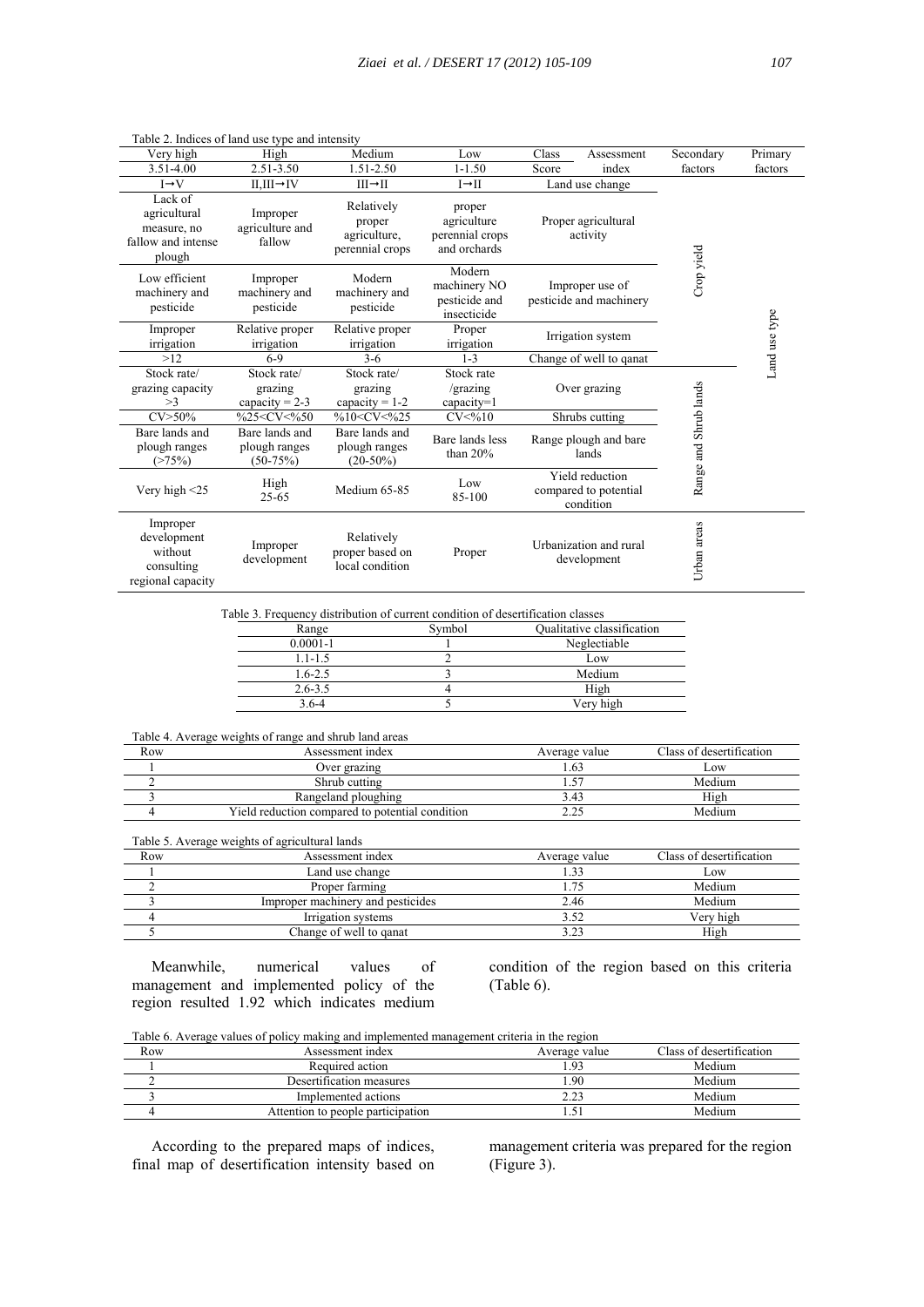Table 2. Indices of land use type and intensity

| Very high | High | Medium | Low | Class / Score | Assessment index | Secondary factors | Primary factors |
|---|---|---|---|---|---|---|---|
| 3.51-4.00 | 2.51-3.50 | 1.51-2.50 | 1-1.50 | | | | |
| I→V | II,III→IV | III→II | I→II | Land use change | | Crop yield | Land use type |
| Lack of agricultural measure, no fallow and intense plough | Improper agriculture and fallow | Relatively proper agriculture, perennial crops | proper agriculture perennial crops and orchards | Proper agricultural activity | | | |
| Low efficient machinery and pesticide | Improper machinery and pesticide | Modern machinery and pesticide | Modern machinery NO pesticide and insecticide | Improper use of pesticide and machinery | | | |
| Improper irrigation | Relative proper irrigation | Relative proper irrigation | Proper irrigation | Irrigation system | | | |
| >12 | 6-9 | 3-6 | 1-3 | Change of well to qanat | | | |
| Stock rate/ grazing capacity >3 | Stock rate/ grazing capacity = 2-3 | Stock rate/ grazing capacity = 1-2 | Stock rate /grazing capacity=1 | Over grazing | | Range and Shrub lands | |
| CV>50% | %25<CV<%50 | %10<CV<%25 | CV<%10 | Shrubs cutting | | | |
| Bare lands and plough ranges (>75%) | Bare lands and plough ranges (50-75%) | Bare lands and plough ranges (20-50%) | Bare lands less than 20% | Range plough and bare lands | | | |
| Very high <25 | High 25-65 | Medium 65-85 | Low 85-100 | Yield reduction compared to potential condition | | | |
| Improper development without consulting regional capacity | Improper development | Relatively proper based on local condition | Proper | Urbanization and rural development | | Urban areas | |

Table 3. Frequency distribution of current condition of desertification classes

| Range | Symbol | Qualitative classification |
|---|---|---|
| 0.0001-1 | 1 | Neglectiable |
| 1.1-1.5 | 2 | Low |
| 1.6-2.5 | 3 | Medium |
| 2.6-3.5 | 4 | High |
| 3.6-4 | 5 | Very high |

Table 4. Average weights of range and shrub land areas

| Row | Assessment index | Average value | Class of desertification |
|---|---|---|---|
| 1 | Over grazing | 1.63 | Low |
| 2 | Shrub cutting | 1.57 | Medium |
| 3 | Rangeland ploughing | 3.43 | High |
| 4 | Yield reduction compared to potential condition | 2.25 | Medium |

Table 5. Average weights of agricultural lands

| Row | Assessment index | Average value | Class of desertification |
|---|---|---|---|
| 1 | Land use change | 1.33 | Low |
| 2 | Proper farming | 1.75 | Medium |
| 3 | Improper machinery and pesticides | 2.46 | Medium |
| 4 | Irrigation systems | 3.52 | Very high |
| 5 | Change of well to qanat | 3.23 | High |

Meanwhile, numerical values of management and implemented policy of the region resulted 1.92 which indicates medium condition of the region based on this criteria (Table 6).

Table 6. Average values of policy making and implemented management criteria in the region

| Row | Assessment index | Average value | Class of desertification |
|---|---|---|---|
| 1 | Required action | 1.93 | Medium |
| 2 | Desertification measures | 1.90 | Medium |
| 3 | Implemented actions | 2.23 | Medium |
| 4 | Attention to people participation | 1.51 | Medium |

According to the prepared maps of indices, final map of desertification intensity based on management criteria was prepared for the region (Figure 3).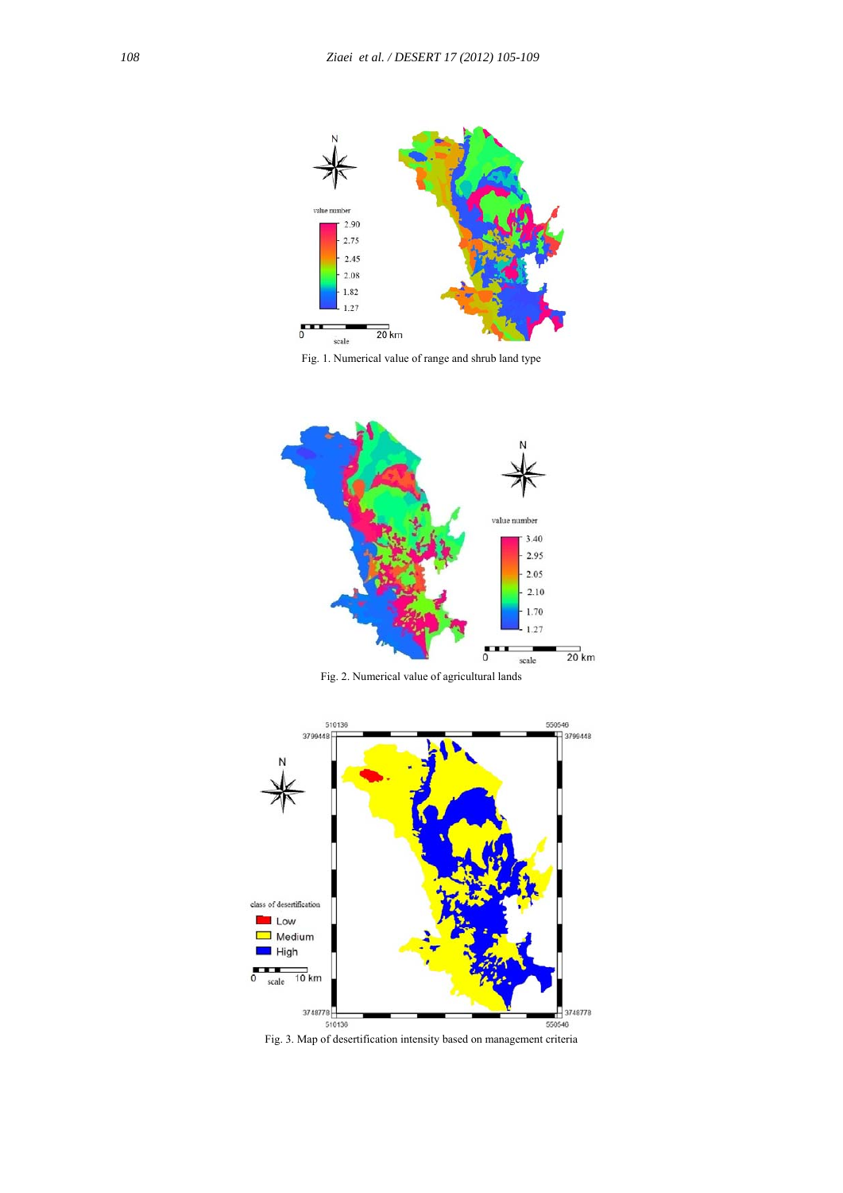Fig. 1. Numerical value of range and shrub land type

Fig. 2. Numerical value of agricultural lands

Fig. 3. Map of desertification intensity based on management criteria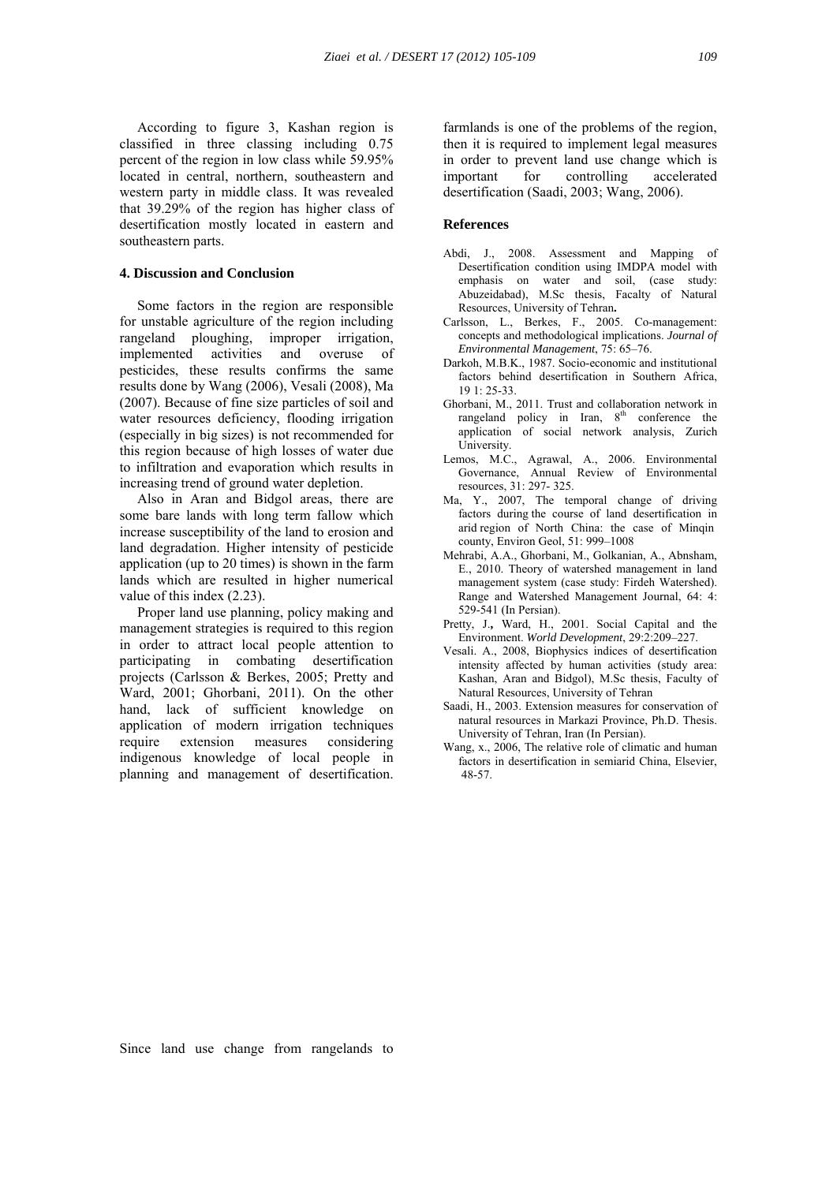According to figure 3, Kashan region is classified in three classing including 0.75 percent of the region in low class while 59.95% located in central, northern, southeastern and western party in middle class. It was revealed that 39.29% of the region has higher class of desertification mostly located in eastern and southeastern parts.

## 4. Discussion and Conclusion

Some factors in the region are responsible for unstable agriculture of the region including rangeland ploughing, improper irrigation, implemented activities and overuse of pesticides, these results confirms the same results done by Wang (2006), Vesali (2008), Ma (2007). Because of fine size particles of soil and water resources deficiency, flooding irrigation (especially in big sizes) is not recommended for this region because of high losses of water due to infiltration and evaporation which results in increasing trend of ground water depletion.

Also in Aran and Bidgol areas, there are some bare lands with long term fallow which increase susceptibility of the land to erosion and land degradation. Higher intensity of pesticide application (up to 20 times) is shown in the farm lands which are resulted in higher numerical value of this index (2.23).

Proper land use planning, policy making and management strategies is required to this region in order to attract local people attention to participating in combating desertification projects (Carlsson & Berkes, 2005; Pretty and Ward, 2001; Ghorbani, 2011). On the other hand, lack of sufficient knowledge on application of modern irrigation techniques require extension measures considering indigenous knowledge of local people in planning and management of desertification. Since land use change from rangelands to farmlands is one of the problems of the region, then it is required to implement legal measures in order to prevent land use change which is important for controlling accelerated desertification (Saadi, 2003; Wang, 2006).

## References

Abdi, J., 2008. Assessment and Mapping of Desertification condition using IMDPA model with emphasis on water and soil, (case study: Abuzeidabad), M.Sc thesis, Facalty of Natural Resources, University of Tehran**.**

Carlsson, L., Berkes, F., 2005. Co-management: concepts and methodological implications. *Journal of Environmental Management*, 75: 65–76.

Darkoh, M.B.K., 1987. Socio-economic and institutional factors behind desertification in Southern Africa, 19 1: 25-33.

Ghorbani, M., 2011. Trust and collaboration network in rangeland policy in Iran, 8th conference the application of social network analysis, Zurich University.

Lemos, M.C., Agrawal, A., 2006. Environmental Governance, Annual Review of Environmental resources, 31: 297- 325.

Ma, Y., 2007, The temporal change of driving factors during the course of land desertification in arid region of North China: the case of Minqin county, Environ Geol, 51: 999–1008

Mehrabi, A.A., Ghorbani, M., Golkanian, A., Abnsham, E., 2010. Theory of watershed management in land management system (case study: Firdeh Watershed). Range and Watershed Management Journal, 64: 4: 529-541 (In Persian).

Pretty, J.**,** Ward, H., 2001. Social Capital and the Environment. *World Development*, 29:2:209–227.

Vesali. A., 2008, Biophysics indices of desertification intensity affected by human activities (study area: Kashan, Aran and Bidgol), M.Sc thesis, Faculty of Natural Resources, University of Tehran

Saadi, H., 2003. Extension measures for conservation of natural resources in Markazi Province, Ph.D. Thesis. University of Tehran, Iran (In Persian).

Wang, x., 2006, The relative role of climatic and human factors in desertification in semiarid China, Elsevier, 48-57.